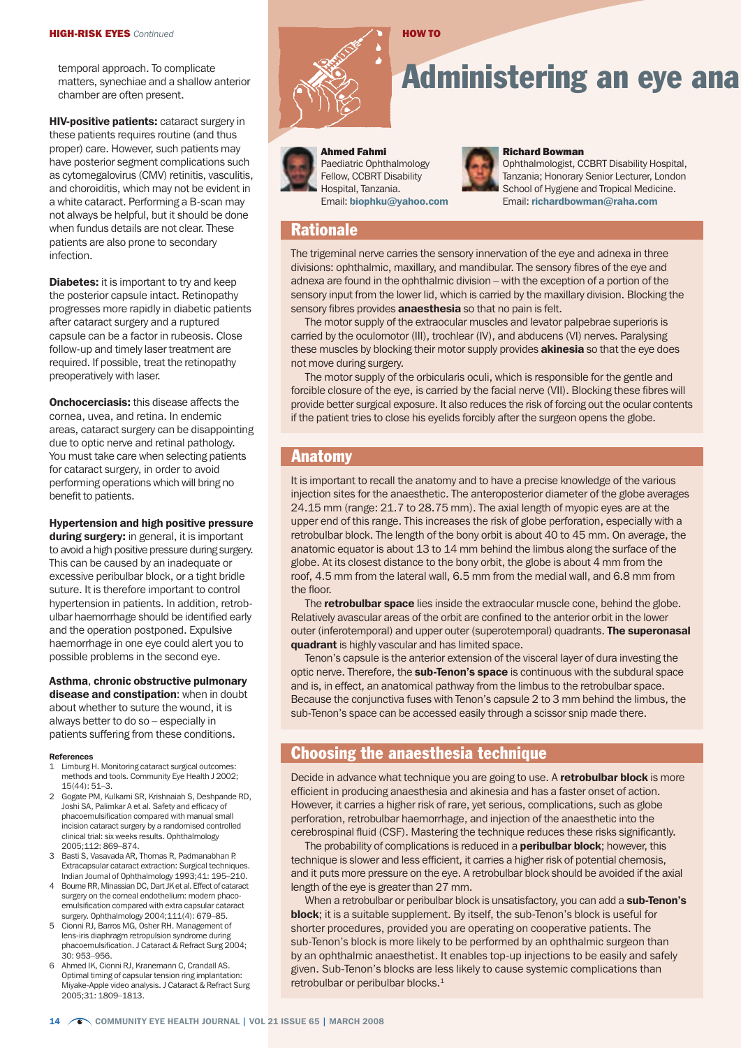temporal approach. To complicate matters, synechiae and a shallow anterior chamber are often present.

**HIV-positive patients:** cataract surgery in these patients requires routine (and thus proper) care. However, such patients may have posterior segment complications such as cytomegalovirus (CMV) retinitis, vasculitis, and choroiditis, which may not be evident in a white cataract. Performing a B-scan may not always be helpful, but it should be done when fundus details are not clear. These patients are also prone to secondary infection.

**Diabetes:** it is important to try and keep the posterior capsule intact. Retinopathy progresses more rapidly in diabetic patients after cataract surgery and a ruptured capsule can be a factor in rubeosis. Close follow-up and timely laser treatment are required. If possible, treat the retinopathy preoperatively with laser.

**Onchocerciasis:** this disease affects the cornea, uvea, and retina. In endemic areas, cataract surgery can be disappointing due to optic nerve and retinal pathology. You must take care when selecting patients for cataract surgery, in order to avoid performing operations which will bring no benefit to patients.

**Hypertension and high positive pressure during surgery:** in general, it is important to avoid a high positive pressure during surgery. This can be caused by an inadequate or excessive peribulbar block, or a tight bridle suture. It is therefore important to control hypertension in patients. In addition, retrobulbar haemorrhage should be identified early and the operation postponed. Expulsive haemorrhage in one eye could alert you to possible problems in the second eye.

**Asthma**, **chronic obstructive pulmonary disease and constipation**: when in doubt about whether to suture the wound, it is always better to do so – especially in patients suffering from these conditions.

**References**

1. Limburg H. Monitoring cataract surgical outcomes: methods and tools. Community Eye Health J 2002; 15(44): 51–3.
2. Gogate PM, Kulkarni SR, Krishnaiah S, Deshpande RD, Joshi SA, Palimkar A et al. Safety and efficacy of phacoemulsification compared with manual small incision cataract surgery by a randomised controlled clinical trial: six weeks results. Ophthalmology 2005;112: 869–874.
3. Basti S, Vasavada AR, Thomas R, Padmanabhan P. Extracapsular cataract extraction: Surgical techniques. Indian Journal of Ophthalmology 1993;41: 195–210.
4. Bourne RR, Minassian DC, Dart JK et al. Effect of cataract surgery on the corneal endothelium: modern phacoemulsification compared with extra capsular cataract surgery. Ophthalmology 2004;111(4): 679–85.
5. Cionni RJ, Barros MG, Osher RH. Management of lens-iris diaphragm retropulsion syndrome during phacoemulsification. J Cataract & Refract Surg 2004; 30: 953–956.
6. Ahmed IK, Cionni RJ, Kranemann C, Crandall AS. Optimal timing of capsular tension ring implantation: Miyake-Apple video analysis. J Cataract & Refract Surg 2005;31: 1809–1813.

HOW TO

# Administering an eye ana

**Ahmed Fahmi**
Paediatric Ophthalmology Fellow, CCBRT Disability Hospital, Tanzania.
Email: **biophku@yahoo.com**

**Richard Bowman**
Ophthalmologist, CCBRT Disability Hospital, Tanzania; Honorary Senior Lecturer, London School of Hygiene and Tropical Medicine.
Email: **richardbowman@raha.com**

## Rationale

The trigeminal nerve carries the sensory innervation of the eye and adnexa in three divisions: ophthalmic, maxillary, and mandibular. The sensory fibres of the eye and adnexa are found in the ophthalmic division – with the exception of a portion of the sensory input from the lower lid, which is carried by the maxillary division. Blocking the sensory fibres provides **anaesthesia** so that no pain is felt.

The motor supply of the extraocular muscles and levator palpebrae superioris is carried by the oculomotor (III), trochlear (IV), and abducens (VI) nerves. Paralysing these muscles by blocking their motor supply provides **akinesia** so that the eye does not move during surgery.

The motor supply of the orbicularis oculi, which is responsible for the gentle and forcible closure of the eye, is carried by the facial nerve (VII). Blocking these fibres will provide better surgical exposure. It also reduces the risk of forcing out the ocular contents if the patient tries to close his eyelids forcibly after the surgeon opens the globe.

## Anatomy

It is important to recall the anatomy and to have a precise knowledge of the various injection sites for the anaesthetic. The anteroposterior diameter of the globe averages 24.15 mm (range: 21.7 to 28.75 mm). The axial length of myopic eyes are at the upper end of this range. This increases the risk of globe perforation, especially with a retrobulbar block. The length of the bony orbit is about 40 to 45 mm. On average, the anatomic equator is about 13 to 14 mm behind the limbus along the surface of the globe. At its closest distance to the bony orbit, the globe is about 4 mm from the roof, 4.5 mm from the lateral wall, 6.5 mm from the medial wall, and 6.8 mm from the floor.

The **retrobulbar space** lies inside the extraocular muscle cone, behind the globe. Relatively avascular areas of the orbit are confined to the anterior orbit in the lower outer (inferotemporal) and upper outer (superotemporal) quadrants. **The superonasal quadrant** is highly vascular and has limited space.

Tenon's capsule is the anterior extension of the visceral layer of dura investing the optic nerve. Therefore, the **sub-Tenon's space** is continuous with the subdural space and is, in effect, an anatomical pathway from the limbus to the retrobulbar space. Because the conjunctiva fuses with Tenon's capsule 2 to 3 mm behind the limbus, the sub-Tenon's space can be accessed easily through a scissor snip made there.

## Choosing the anaesthesia technique

Decide in advance what technique you are going to use. A **retrobulbar block** is more efficient in producing anaesthesia and akinesia and has a faster onset of action. However, it carries a higher risk of rare, yet serious, complications, such as globe perforation, retrobulbar haemorrhage, and injection of the anaesthetic into the cerebrospinal fluid (CSF). Mastering the technique reduces these risks significantly.

The probability of complications is reduced in a **peribulbar block**; however, this technique is slower and less efficient, it carries a higher risk of potential chemosis, and it puts more pressure on the eye. A retrobulbar block should be avoided if the axial length of the eye is greater than 27 mm.

When a retrobulbar or peribulbar block is unsatisfactory, you can add a **sub-Tenon's block**; it is a suitable supplement. By itself, the sub-Tenon's block is useful for shorter procedures, provided you are operating on cooperative patients. The sub-Tenon's block is more likely to be performed by an ophthalmic surgeon than by an ophthalmic anaesthetist. It enables top-up injections to be easily and safely given. Sub-Tenon's blocks are less likely to cause systemic complications than retrobulbar or peribulbar blocks.[1]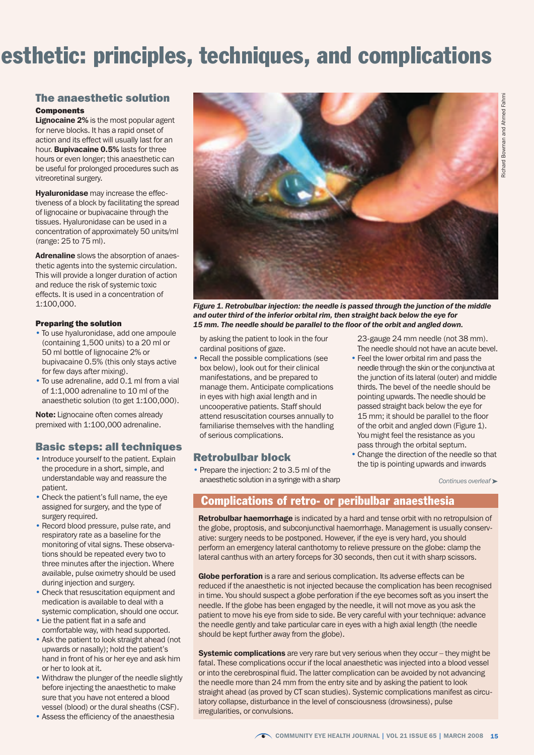# esthetic: principles, techniques, and complications

## The anaesthetic solution

### Components

**Lignocaine 2%** is the most popular agent for nerve blocks. It has a rapid onset of action and its effect will usually last for an hour. **Bupivacaine 0.5%** lasts for three hours or even longer; this anaesthetic can be useful for prolonged procedures such as vitreoretinal surgery.

**Hyaluronidase** may increase the effectiveness of a block by facilitating the spread of lignocaine or bupivacaine through the tissues. Hyaluronidase can be used in a concentration of approximately 50 units/ml (range: 25 to 75 ml).

**Adrenaline** slows the absorption of anaesthetic agents into the systemic circulation. This will provide a longer duration of action and reduce the risk of systemic toxic effects. It is used in a concentration of 1:100,000.

### Preparing the solution

- To use hyaluronidase, add one ampoule (containing 1,500 units) to a 20 ml or 50 ml bottle of lignocaine 2% or bupivacaine 0.5% (this only stays active for few days after mixing).
- To use adrenaline, add 0.1 ml from a vial of 1:1,000 adrenaline to 10 ml of the anaesthetic solution (to get 1:100,000).

**Note:** Lignocaine often comes already premixed with 1:100,000 adrenaline.

## Basic steps: all techniques

- Introduce yourself to the patient. Explain the procedure in a short, simple, and understandable way and reassure the patient.
- Check the patient's full name, the eye assigned for surgery, and the type of surgery required.
- Record blood pressure, pulse rate, and respiratory rate as a baseline for the monitoring of vital signs. These observations should be repeated every two to three minutes after the injection. Where available, pulse oximetry should be used during injection and surgery.
- Check that resuscitation equipment and medication is available to deal with a systemic complication, should one occur.
- Lie the patient flat in a safe and comfortable way, with head supported.
- Ask the patient to look straight ahead (not upwards or nasally); hold the patient's hand in front of his or her eye and ask him or her to look at it.
- Withdraw the plunger of the needle slightly before injecting the anaesthetic to make sure that you have not entered a blood vessel (blood) or the dural sheaths (CSF).
- Assess the efficiency of the anaesthesia by asking the patient to look in the four cardinal positions of gaze.
- Recall the possible complications (see box below), look out for their clinical manifestations, and be prepared to manage them. Anticipate complications in eyes with high axial length and in uncooperative patients. Staff should attend resuscitation courses annually to familiarise themselves with the handling of serious complications.

*Figure 1. Retrobulbar injection: the needle is passed through the junction of the middle and outer third of the inferior orbital rim, then straight back below the eye for 15 mm. The needle should be parallel to the floor of the orbit and angled down.*

## Retrobulbar block

- Prepare the injection: 2 to 3.5 ml of the anaesthetic solution in a syringe with a sharp 23-gauge 24 mm needle (not 38 mm). The needle should not have an acute bevel.
- Feel the lower orbital rim and pass the needle through the skin or the conjunctiva at the junction of its lateral (outer) and middle thirds. The bevel of the needle should be pointing upwards. The needle should be passed straight back below the eye for 15 mm; it should be parallel to the floor of the orbit and angled down (Figure 1). You might feel the resistance as you pass through the orbital septum.
- Change the direction of the needle so that the tip is pointing upwards and inwards

*Continues overleaf*

## Complications of retro- or peribulbar anaesthesia

**Retrobulbar haemorrhage** is indicated by a hard and tense orbit with no retropulsion of the globe, proptosis, and subconjunctival haemorrhage. Management is usually conservative: surgery needs to be postponed. However, if the eye is very hard, you should perform an emergency lateral canthotomy to relieve pressure on the globe: clamp the lateral canthus with an artery forceps for 30 seconds, then cut it with sharp scissors.

**Globe perforation** is a rare and serious complication. Its adverse effects can be reduced if the anaesthetic is not injected because the complication has been recognised in time. You should suspect a globe perforation if the eye becomes soft as you insert the needle. If the globe has been engaged by the needle, it will not move as you ask the patient to move his eye from side to side. Be very careful with your technique: advance the needle gently and take particular care in eyes with a high axial length (the needle should be kept further away from the globe).

**Systemic complications** are very rare but very serious when they occur – they might be fatal. These complications occur if the local anaesthetic was injected into a blood vessel or into the cerebrospinal fluid. The latter complication can be avoided by not advancing the needle more than 24 mm from the entry site and by asking the patient to look straight ahead (as proved by CT scan studies). Systemic complications manifest as circulatory collapse, disturbance in the level of consciousness (drowsiness), pulse irregularities, or convulsions.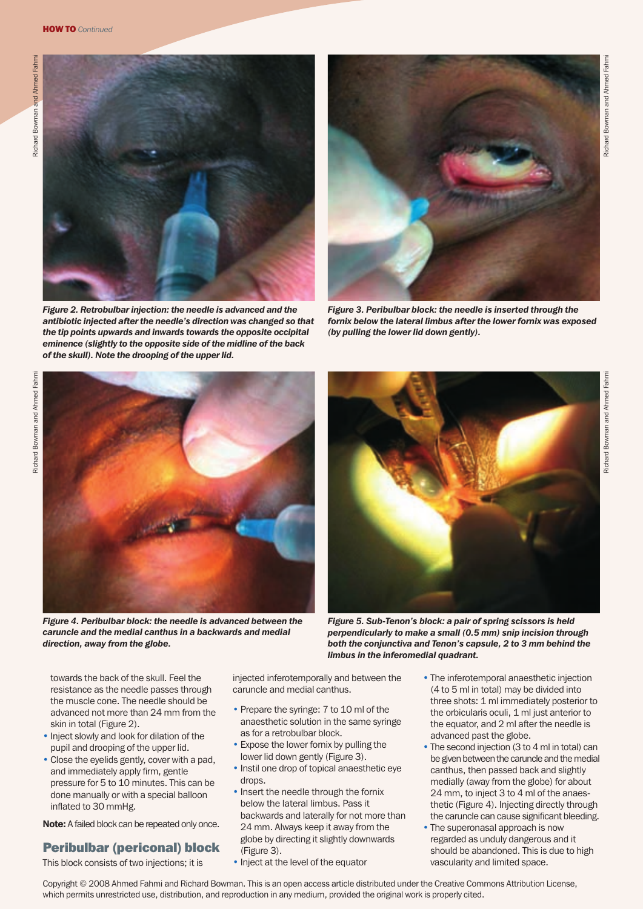*Figure 2. Retrobulbar injection: the needle is advanced and the antibiotic injected after the needle's direction was changed so that the tip points upwards and inwards towards the opposite occipital eminence (slightly to the opposite side of the midline of the back of the skull). Note the drooping of the upper lid.*

*Figure 3. Peribulbar block: the needle is inserted through the fornix below the lateral limbus after the lower fornix was exposed (by pulling the lower lid down gently).*

*Figure 4. Peribulbar block: the needle is advanced between the caruncle and the medial canthus in a backwards and medial direction, away from the globe.*

*Figure 5. Sub-Tenon's block: a pair of spring scissors is held perpendicularly to make a small (0.5 mm) snip incision through both the conjunctiva and Tenon's capsule, 2 to 3 mm behind the limbus in the inferomedial quadrant.*

towards the back of the skull. Feel the resistance as the needle passes through the muscle cone. The needle should be advanced not more than 24 mm from the skin in total (Figure 2).

- Inject slowly and look for dilation of the pupil and drooping of the upper lid.
- Close the eyelids gently, cover with a pad, and immediately apply firm, gentle pressure for 5 to 10 minutes. This can be done manually or with a special balloon inflated to 30 mmHg.

**Note:** A failed block can be repeated only once.

## Peribulbar (periconal) block

This block consists of two injections; it is injected inferotemporally and between the caruncle and medial canthus.

- Prepare the syringe: 7 to 10 ml of the anaesthetic solution in the same syringe as for a retrobulbar block.
- Expose the lower fornix by pulling the lower lid down gently (Figure 3).
- Instil one drop of topical anaesthetic eye drops.
- Insert the needle through the fornix below the lateral limbus. Pass it backwards and laterally for not more than 24 mm. Always keep it away from the globe by directing it slightly downwards (Figure 3).
- Inject at the level of the equator
- The inferotemporal anaesthetic injection (4 to 5 ml in total) may be divided into three shots: 1 ml immediately posterior to the orbicularis oculi, 1 ml just anterior to the equator, and 2 ml after the needle is advanced past the globe.
- The second injection (3 to 4 ml in total) can be given between the caruncle and the medial canthus, then passed back and slightly medially (away from the globe) for about 24 mm, to inject 3 to 4 ml of the anaesthetic (Figure 4). Injecting directly through the caruncle can cause significant bleeding.
- The superonasal approach is now regarded as unduly dangerous and it should be abandoned. This is due to high vascularity and limited space.

Copyright © 2008 Ahmed Fahmi and Richard Bowman. This is an open access article distributed under the Creative Commons Attribution License, which permits unrestricted use, distribution, and reproduction in any medium, provided the original work is properly cited.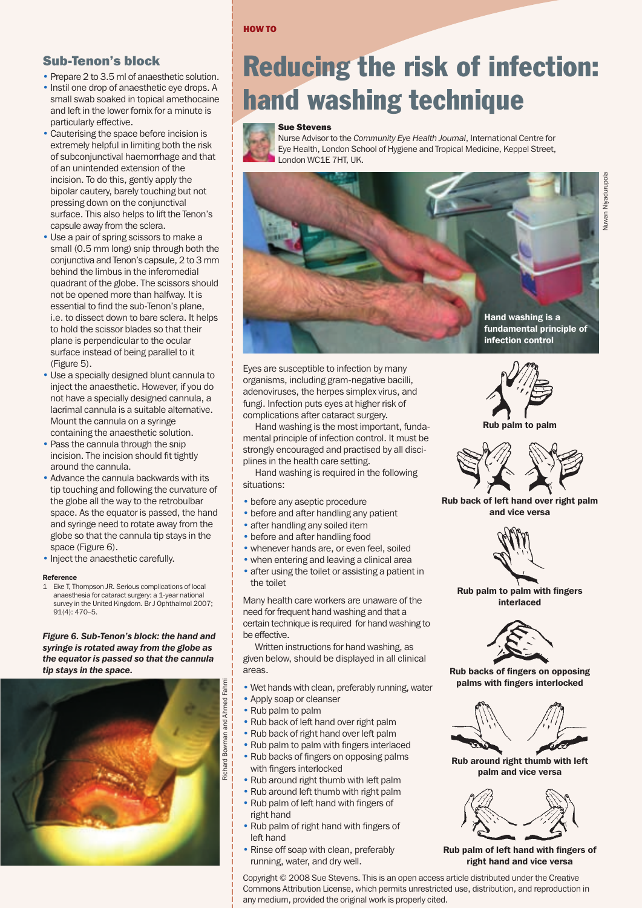## Sub-Tenon's block

- Prepare 2 to 3.5 ml of anaesthetic solution.
- Instil one drop of anaesthetic eye drops. A small swab soaked in topical amethocaine and left in the lower fornix for a minute is particularly effective.
- Cauterising the space before incision is extremely helpful in limiting both the risk of subconjunctival haemorrhage and that of an unintended extension of the incision. To do this, gently apply the bipolar cautery, barely touching but not pressing down on the conjunctival surface. This also helps to lift the Tenon's capsule away from the sclera.
- Use a pair of spring scissors to make a small (0.5 mm long) snip through both the conjunctiva and Tenon's capsule, 2 to 3 mm behind the limbus in the inferomedial quadrant of the globe. The scissors should not be opened more than halfway. It is essential to find the sub-Tenon's plane, i.e. to dissect down to bare sclera. It helps to hold the scissor blades so that their plane is perpendicular to the ocular surface instead of being parallel to it (Figure 5).
- Use a specially designed blunt cannula to inject the anaesthetic. However, if you do not have a specially designed cannula, a lacrimal cannula is a suitable alternative. Mount the cannula on a syringe containing the anaesthetic solution.
- Pass the cannula through the snip incision. The incision should fit tightly around the cannula.
- Advance the cannula backwards with its tip touching and following the curvature of the globe all the way to the retrobulbar space. As the equator is passed, the hand and syringe need to rotate away from the globe so that the cannula tip stays in the space (Figure 6).
- Inject the anaesthetic carefully.

**Reference**

1 Eke T, Thompson JR. Serious complications of local anaesthesia for cataract surgery: a 1-year national survey in the United Kingdom. Br J Ophthalmol 2007; 91(4): 470–5.

***Figure 6. Sub-Tenon's block: the hand and syringe is rotated away from the globe as the equator is passed so that the cannula tip stays in the space.***

Richard Bowman and Ahmed Fahmi

HOW TO

# Reducing the risk of infection: hand washing technique

**Sue Stevens**
Nurse Advisor to the *Community Eye Health Journal*, International Centre for Eye Health, London School of Hygiene and Tropical Medicine, Keppel Street, London WC1E 7HT, UK.

**Hand washing is a fundamental principle of infection control**

Nuwan Niyadurupola

Eyes are susceptible to infection by many organisms, including gram-negative bacilli, adenoviruses, the herpes simplex virus, and fungi. Infection puts eyes at higher risk of complications after cataract surgery.

Hand washing is the most important, fundamental principle of infection control. It must be strongly encouraged and practised by all disciplines in the health care setting.

Hand washing is required in the following situations:

- before any aseptic procedure
- before and after handling any patient
- after handling any soiled item
- before and after handling food
- whenever hands are, or even feel, soiled
- when entering and leaving a clinical area
- after using the toilet or assisting a patient in the toilet

Many health care workers are unaware of the need for frequent hand washing and that a certain technique is required for hand washing to be effective.

Written instructions for hand washing, as given below, should be displayed in all clinical areas.

- Wet hands with clean, preferably running, water
- Apply soap or cleanser
- Rub palm to palm
- Rub back of left hand over right palm
- Rub back of right hand over left palm
- Rub palm to palm with fingers interlaced
- Rub backs of fingers on opposing palms with fingers interlocked
- Rub around right thumb with left palm
- Rub around left thumb with right palm
- Rub palm of left hand with fingers of right hand
- Rub palm of right hand with fingers of left hand
- Rinse off soap with clean, preferably running, water, and dry well.

**Rub palm to palm**

**Rub back of left hand over right palm and vice versa**

**Rub palm to palm with fingers interlaced**

**Rub backs of fingers on opposing palms with fingers interlocked**

**Rub around right thumb with left palm and vice versa**

**Rub palm of left hand with fingers of right hand and vice versa**

Copyright © 2008 Sue Stevens. This is an open access article distributed under the Creative Commons Attribution License, which permits unrestricted use, distribution, and reproduction in any medium, provided the original work is properly cited.